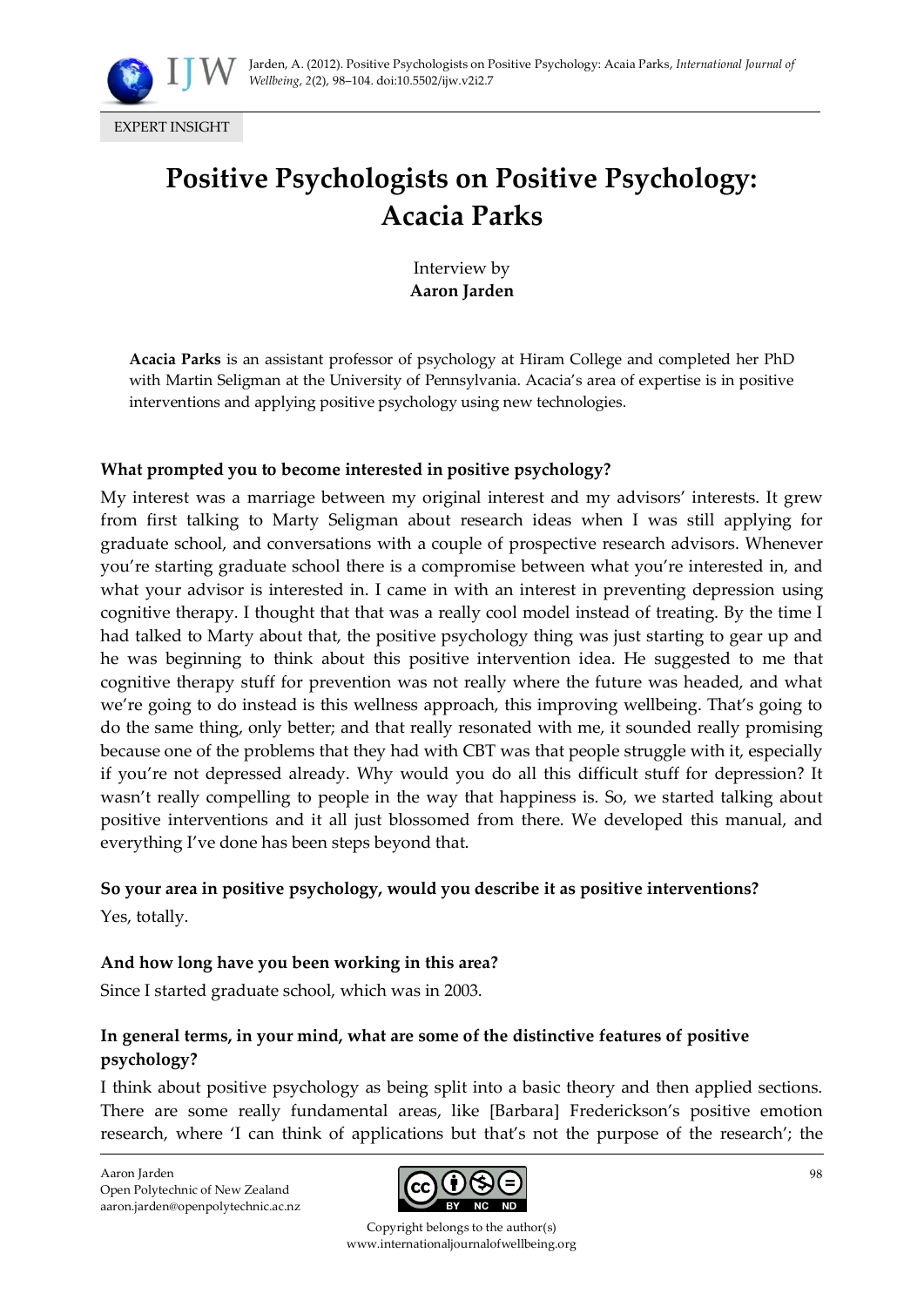EXPERT INSIGHT

# Positive Psychologists on Positive Psychology: Acacia Parks

Interview by
**Aaron Jarden**

**Acacia Parks** is an assistant professor of psychology at Hiram College and completed her PhD with Martin Seligman at the University of Pennsylvania. Acacia's area of expertise is in positive interventions and applying positive psychology using new technologies.

**What prompted you to become interested in positive psychology?**

My interest was a marriage between my original interest and my advisors' interests. It grew from first talking to Marty Seligman about research ideas when I was still applying for graduate school, and conversations with a couple of prospective research advisors. Whenever you're starting graduate school there is a compromise between what you're interested in, and what your advisor is interested in. I came in with an interest in preventing depression using cognitive therapy. I thought that that was a really cool model instead of treating. By the time I had talked to Marty about that, the positive psychology thing was just starting to gear up and he was beginning to think about this positive intervention idea. He suggested to me that cognitive therapy stuff for prevention was not really where the future was headed, and what we're going to do instead is this wellness approach, this improving wellbeing. That's going to do the same thing, only better; and that really resonated with me, it sounded really promising because one of the problems that they had with CBT was that people struggle with it, especially if you're not depressed already. Why would you do all this difficult stuff for depression? It wasn't really compelling to people in the way that happiness is. So, we started talking about positive interventions and it all just blossomed from there. We developed this manual, and everything I've done has been steps beyond that.

**So your area in positive psychology, would you describe it as positive interventions?**

Yes, totally.

**And how long have you been working in this area?**

Since I started graduate school, which was in 2003.

**In general terms, in your mind, what are some of the distinctive features of positive psychology?**

I think about positive psychology as being split into a basic theory and then applied sections. There are some really fundamental areas, like [Barbara] Frederickson's positive emotion research, where 'I can think of applications but that's not the purpose of the research'; the

Aaron Jarden
Open Polytechnic of New Zealand
aaron.jarden@openpolytechnic.ac.nz

Copyright belongs to the author(s)
www.internationaljournalofwellbeing.org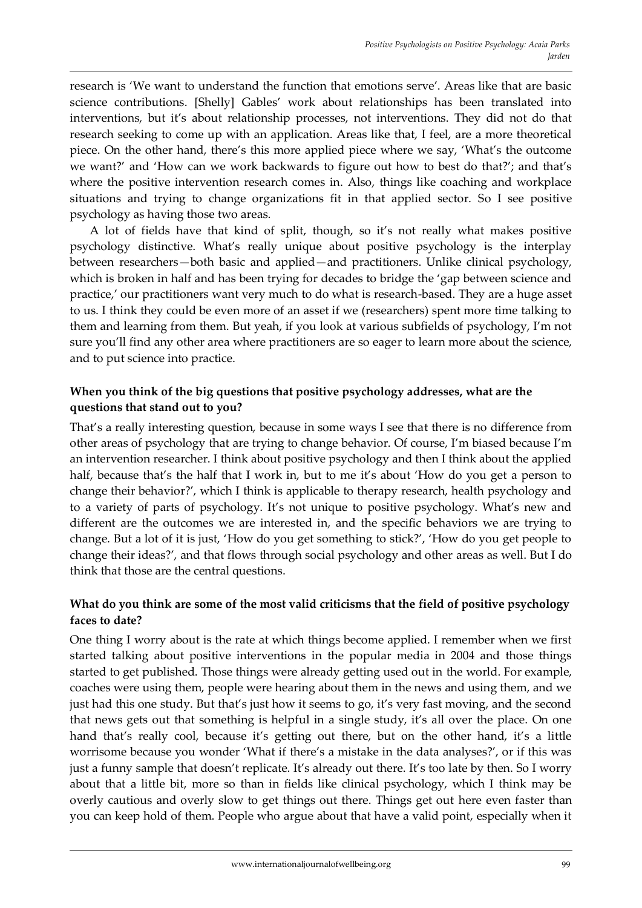research is 'We want to understand the function that emotions serve'. Areas like that are basic science contributions. [Shelly] Gables' work about relationships has been translated into interventions, but it's about relationship processes, not interventions. They did not do that research seeking to come up with an application. Areas like that, I feel, are a more theoretical piece. On the other hand, there's this more applied piece where we say, 'What's the outcome we want?' and 'How can we work backwards to figure out how to best do that?'; and that's where the positive intervention research comes in. Also, things like coaching and workplace situations and trying to change organizations fit in that applied sector. So I see positive psychology as having those two areas.

A lot of fields have that kind of split, though, so it's not really what makes positive psychology distinctive. What's really unique about positive psychology is the interplay between researchers—both basic and applied—and practitioners. Unlike clinical psychology, which is broken in half and has been trying for decades to bridge the 'gap between science and practice,' our practitioners want very much to do what is research-based. They are a huge asset to us. I think they could be even more of an asset if we (researchers) spent more time talking to them and learning from them. But yeah, if you look at various subfields of psychology, I'm not sure you'll find any other area where practitioners are so eager to learn more about the science, and to put science into practice.

**When you think of the big questions that positive psychology addresses, what are the questions that stand out to you?**

That's a really interesting question, because in some ways I see that there is no difference from other areas of psychology that are trying to change behavior. Of course, I'm biased because I'm an intervention researcher. I think about positive psychology and then I think about the applied half, because that's the half that I work in, but to me it's about 'How do you get a person to change their behavior?', which I think is applicable to therapy research, health psychology and to a variety of parts of psychology. It's not unique to positive psychology. What's new and different are the outcomes we are interested in, and the specific behaviors we are trying to change. But a lot of it is just, 'How do you get something to stick?', 'How do you get people to change their ideas?', and that flows through social psychology and other areas as well. But I do think that those are the central questions.

**What do you think are some of the most valid criticisms that the field of positive psychology faces to date?**

One thing I worry about is the rate at which things become applied. I remember when we first started talking about positive interventions in the popular media in 2004 and those things started to get published. Those things were already getting used out in the world. For example, coaches were using them, people were hearing about them in the news and using them, and we just had this one study. But that's just how it seems to go, it's very fast moving, and the second that news gets out that something is helpful in a single study, it's all over the place. On one hand that's really cool, because it's getting out there, but on the other hand, it's a little worrisome because you wonder 'What if there's a mistake in the data analyses?', or if this was just a funny sample that doesn't replicate. It's already out there. It's too late by then. So I worry about that a little bit, more so than in fields like clinical psychology, which I think may be overly cautious and overly slow to get things out there. Things get out here even faster than you can keep hold of them. People who argue about that have a valid point, especially when it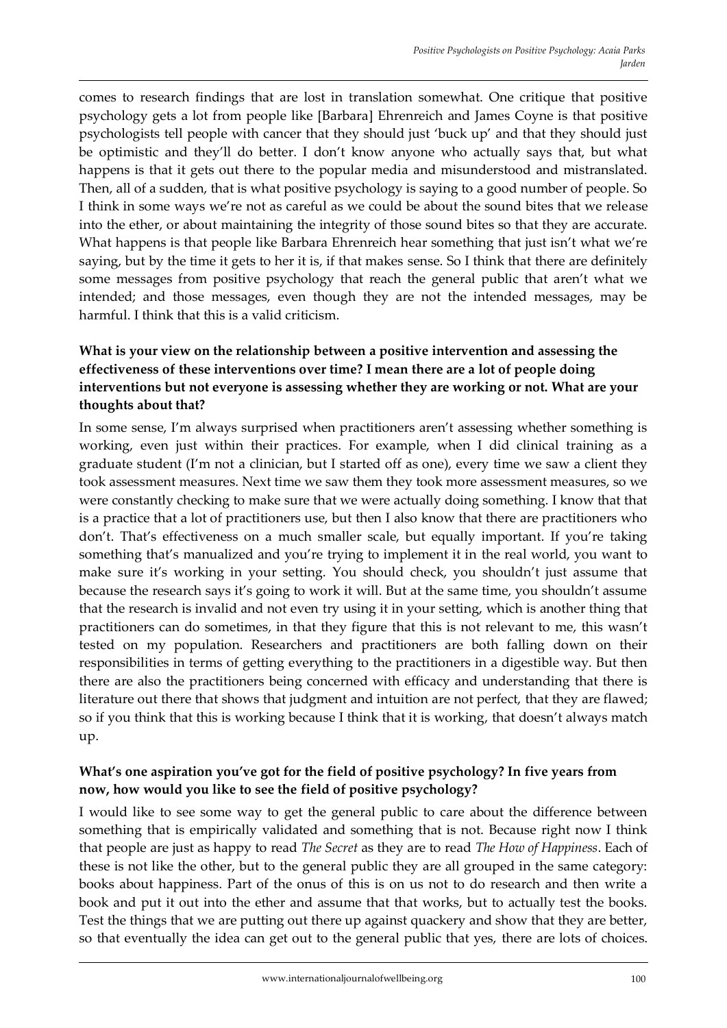comes to research findings that are lost in translation somewhat. One critique that positive psychology gets a lot from people like [Barbara] Ehrenreich and James Coyne is that positive psychologists tell people with cancer that they should just 'buck up' and that they should just be optimistic and they'll do better. I don't know anyone who actually says that, but what happens is that it gets out there to the popular media and misunderstood and mistranslated. Then, all of a sudden, that is what positive psychology is saying to a good number of people. So I think in some ways we're not as careful as we could be about the sound bites that we release into the ether, or about maintaining the integrity of those sound bites so that they are accurate. What happens is that people like Barbara Ehrenreich hear something that just isn't what we're saying, but by the time it gets to her it is, if that makes sense. So I think that there are definitely some messages from positive psychology that reach the general public that aren't what we intended; and those messages, even though they are not the intended messages, may be harmful. I think that this is a valid criticism.

**What is your view on the relationship between a positive intervention and assessing the effectiveness of these interventions over time? I mean there are a lot of people doing interventions but not everyone is assessing whether they are working or not. What are your thoughts about that?**

In some sense, I'm always surprised when practitioners aren't assessing whether something is working, even just within their practices. For example, when I did clinical training as a graduate student (I'm not a clinician, but I started off as one), every time we saw a client they took assessment measures. Next time we saw them they took more assessment measures, so we were constantly checking to make sure that we were actually doing something. I know that that is a practice that a lot of practitioners use, but then I also know that there are practitioners who don't. That's effectiveness on a much smaller scale, but equally important. If you're taking something that's manualized and you're trying to implement it in the real world, you want to make sure it's working in your setting. You should check, you shouldn't just assume that because the research says it's going to work it will. But at the same time, you shouldn't assume that the research is invalid and not even try using it in your setting, which is another thing that practitioners can do sometimes, in that they figure that this is not relevant to me, this wasn't tested on my population. Researchers and practitioners are both falling down on their responsibilities in terms of getting everything to the practitioners in a digestible way. But then there are also the practitioners being concerned with efficacy and understanding that there is literature out there that shows that judgment and intuition are not perfect, that they are flawed; so if you think that this is working because I think that it is working, that doesn't always match up.

**What's one aspiration you've got for the field of positive psychology? In five years from now, how would you like to see the field of positive psychology?**

I would like to see some way to get the general public to care about the difference between something that is empirically validated and something that is not. Because right now I think that people are just as happy to read *The Secret* as they are to read *The How of Happiness*. Each of these is not like the other, but to the general public they are all grouped in the same category: books about happiness. Part of the onus of this is on us not to do research and then write a book and put it out into the ether and assume that that works, but to actually test the books. Test the things that we are putting out there up against quackery and show that they are better, so that eventually the idea can get out to the general public that yes, there are lots of choices.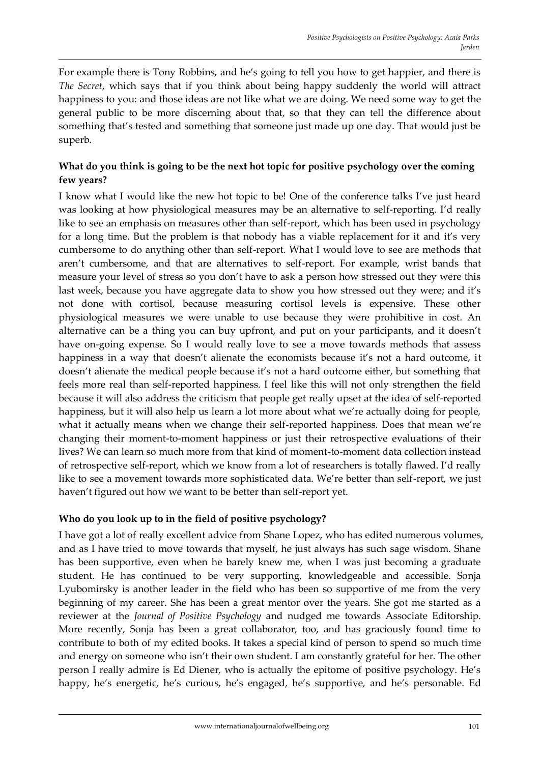For example there is Tony Robbins, and he's going to tell you how to get happier, and there is *The Secret*, which says that if you think about being happy suddenly the world will attract happiness to you: and those ideas are not like what we are doing. We need some way to get the general public to be more discerning about that, so that they can tell the difference about something that's tested and something that someone just made up one day. That would just be superb.

**What do you think is going to be the next hot topic for positive psychology over the coming few years?**

I know what I would like the new hot topic to be! One of the conference talks I've just heard was looking at how physiological measures may be an alternative to self-reporting. I'd really like to see an emphasis on measures other than self-report, which has been used in psychology for a long time. But the problem is that nobody has a viable replacement for it and it's very cumbersome to do anything other than self-report. What I would love to see are methods that aren't cumbersome, and that are alternatives to self-report. For example, wrist bands that measure your level of stress so you don't have to ask a person how stressed out they were this last week, because you have aggregate data to show you how stressed out they were; and it's not done with cortisol, because measuring cortisol levels is expensive. These other physiological measures we were unable to use because they were prohibitive in cost. An alternative can be a thing you can buy upfront, and put on your participants, and it doesn't have on-going expense. So I would really love to see a move towards methods that assess happiness in a way that doesn't alienate the economists because it's not a hard outcome, it doesn't alienate the medical people because it's not a hard outcome either, but something that feels more real than self-reported happiness. I feel like this will not only strengthen the field because it will also address the criticism that people get really upset at the idea of self-reported happiness, but it will also help us learn a lot more about what we're actually doing for people, what it actually means when we change their self-reported happiness. Does that mean we're changing their moment-to-moment happiness or just their retrospective evaluations of their lives? We can learn so much more from that kind of moment-to-moment data collection instead of retrospective self-report, which we know from a lot of researchers is totally flawed. I'd really like to see a movement towards more sophisticated data. We're better than self-report, we just haven't figured out how we want to be better than self-report yet.

**Who do you look up to in the field of positive psychology?**

I have got a lot of really excellent advice from Shane Lopez, who has edited numerous volumes, and as I have tried to move towards that myself, he just always has such sage wisdom. Shane has been supportive, even when he barely knew me, when I was just becoming a graduate student. He has continued to be very supporting, knowledgeable and accessible. Sonja Lyubomirsky is another leader in the field who has been so supportive of me from the very beginning of my career. She has been a great mentor over the years. She got me started as a reviewer at the *Journal of Positive Psychology* and nudged me towards Associate Editorship. More recently, Sonja has been a great collaborator, too, and has graciously found time to contribute to both of my edited books. It takes a special kind of person to spend so much time and energy on someone who isn't their own student. I am constantly grateful for her. The other person I really admire is Ed Diener, who is actually the epitome of positive psychology. He's happy, he's energetic, he's curious, he's engaged, he's supportive, and he's personable. Ed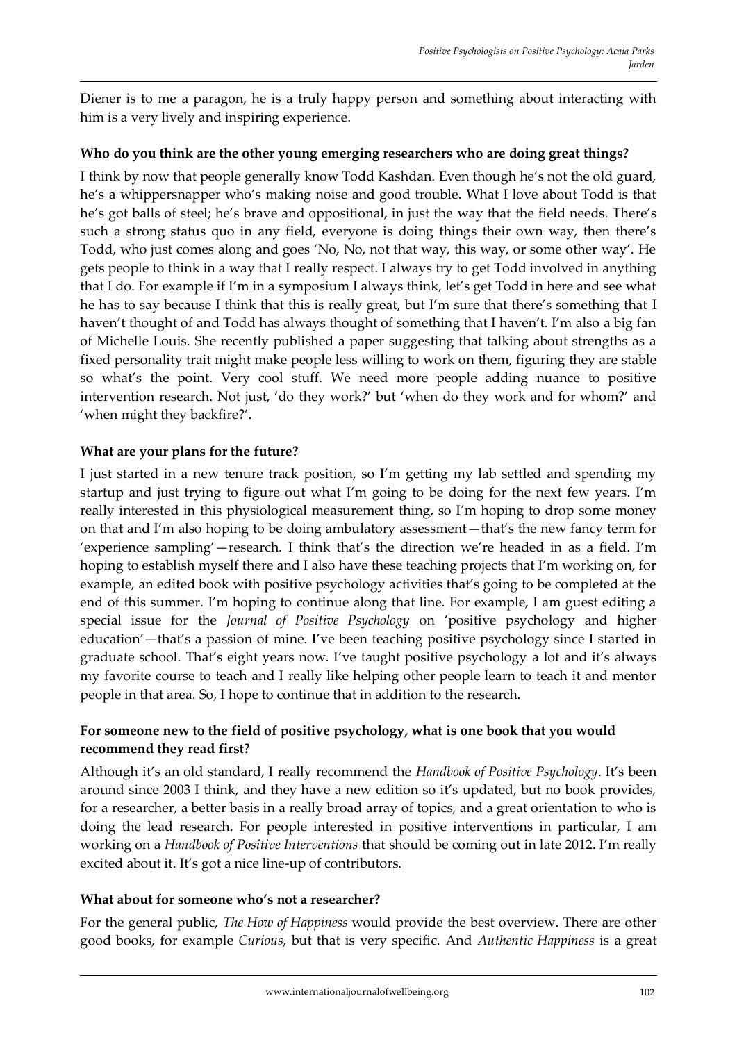Diener is to me a paragon, he is a truly happy person and something about interacting with him is a very lively and inspiring experience.

**Who do you think are the other young emerging researchers who are doing great things?**

I think by now that people generally know Todd Kashdan. Even though he's not the old guard, he's a whippersnapper who's making noise and good trouble. What I love about Todd is that he's got balls of steel; he's brave and oppositional, in just the way that the field needs. There's such a strong status quo in any field, everyone is doing things their own way, then there's Todd, who just comes along and goes 'No, No, not that way, this way, or some other way'. He gets people to think in a way that I really respect. I always try to get Todd involved in anything that I do. For example if I'm in a symposium I always think, let's get Todd in here and see what he has to say because I think that this is really great, but I'm sure that there's something that I haven't thought of and Todd has always thought of something that I haven't. I'm also a big fan of Michelle Louis. She recently published a paper suggesting that talking about strengths as a fixed personality trait might make people less willing to work on them, figuring they are stable so what's the point. Very cool stuff. We need more people adding nuance to positive intervention research. Not just, 'do they work?' but 'when do they work and for whom?' and 'when might they backfire?'.

**What are your plans for the future?**

I just started in a new tenure track position, so I'm getting my lab settled and spending my startup and just trying to figure out what I'm going to be doing for the next few years. I'm really interested in this physiological measurement thing, so I'm hoping to drop some money on that and I'm also hoping to be doing ambulatory assessment—that's the new fancy term for 'experience sampling'—research. I think that's the direction we're headed in as a field. I'm hoping to establish myself there and I also have these teaching projects that I'm working on, for example, an edited book with positive psychology activities that's going to be completed at the end of this summer. I'm hoping to continue along that line. For example, I am guest editing a special issue for the *Journal of Positive Psychology* on 'positive psychology and higher education'—that's a passion of mine. I've been teaching positive psychology since I started in graduate school. That's eight years now. I've taught positive psychology a lot and it's always my favorite course to teach and I really like helping other people learn to teach it and mentor people in that area. So, I hope to continue that in addition to the research.

**For someone new to the field of positive psychology, what is one book that you would recommend they read first?**

Although it's an old standard, I really recommend the *Handbook of Positive Psychology*. It's been around since 2003 I think, and they have a new edition so it's updated, but no book provides, for a researcher, a better basis in a really broad array of topics, and a great orientation to who is doing the lead research. For people interested in positive interventions in particular, I am working on a *Handbook of Positive Interventions* that should be coming out in late 2012. I'm really excited about it. It's got a nice line-up of contributors.

**What about for someone who's not a researcher?**

For the general public, *The How of Happiness* would provide the best overview. There are other good books, for example *Curious*, but that is very specific. And *Authentic Happiness* is a great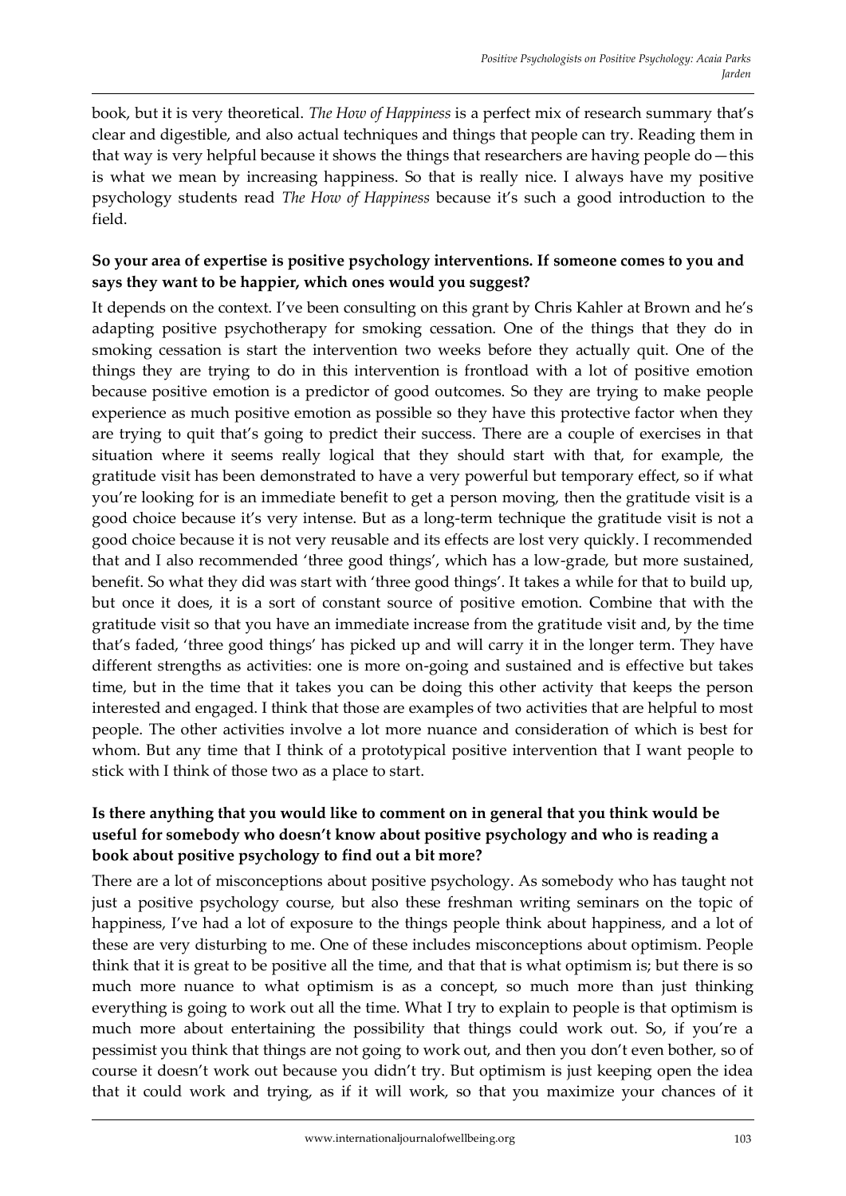book, but it is very theoretical. *The How of Happiness* is a perfect mix of research summary that's clear and digestible, and also actual techniques and things that people can try. Reading them in that way is very helpful because it shows the things that researchers are having people do—this is what we mean by increasing happiness. So that is really nice. I always have my positive psychology students read *The How of Happiness* because it's such a good introduction to the field.

**So your area of expertise is positive psychology interventions. If someone comes to you and says they want to be happier, which ones would you suggest?**

It depends on the context. I've been consulting on this grant by Chris Kahler at Brown and he's adapting positive psychotherapy for smoking cessation. One of the things that they do in smoking cessation is start the intervention two weeks before they actually quit. One of the things they are trying to do in this intervention is frontload with a lot of positive emotion because positive emotion is a predictor of good outcomes. So they are trying to make people experience as much positive emotion as possible so they have this protective factor when they are trying to quit that's going to predict their success. There are a couple of exercises in that situation where it seems really logical that they should start with that, for example, the gratitude visit has been demonstrated to have a very powerful but temporary effect, so if what you're looking for is an immediate benefit to get a person moving, then the gratitude visit is a good choice because it's very intense. But as a long-term technique the gratitude visit is not a good choice because it is not very reusable and its effects are lost very quickly. I recommended that and I also recommended 'three good things', which has a low-grade, but more sustained, benefit. So what they did was start with 'three good things'. It takes a while for that to build up, but once it does, it is a sort of constant source of positive emotion. Combine that with the gratitude visit so that you have an immediate increase from the gratitude visit and, by the time that's faded, 'three good things' has picked up and will carry it in the longer term. They have different strengths as activities: one is more on-going and sustained and is effective but takes time, but in the time that it takes you can be doing this other activity that keeps the person interested and engaged. I think that those are examples of two activities that are helpful to most people. The other activities involve a lot more nuance and consideration of which is best for whom. But any time that I think of a prototypical positive intervention that I want people to stick with I think of those two as a place to start.

**Is there anything that you would like to comment on in general that you think would be useful for somebody who doesn't know about positive psychology and who is reading a book about positive psychology to find out a bit more?**

There are a lot of misconceptions about positive psychology. As somebody who has taught not just a positive psychology course, but also these freshman writing seminars on the topic of happiness, I've had a lot of exposure to the things people think about happiness, and a lot of these are very disturbing to me. One of these includes misconceptions about optimism. People think that it is great to be positive all the time, and that that is what optimism is; but there is so much more nuance to what optimism is as a concept, so much more than just thinking everything is going to work out all the time. What I try to explain to people is that optimism is much more about entertaining the possibility that things could work out. So, if you're a pessimist you think that things are not going to work out, and then you don't even bother, so of course it doesn't work out because you didn't try. But optimism is just keeping open the idea that it could work and trying, as if it will work, so that you maximize your chances of it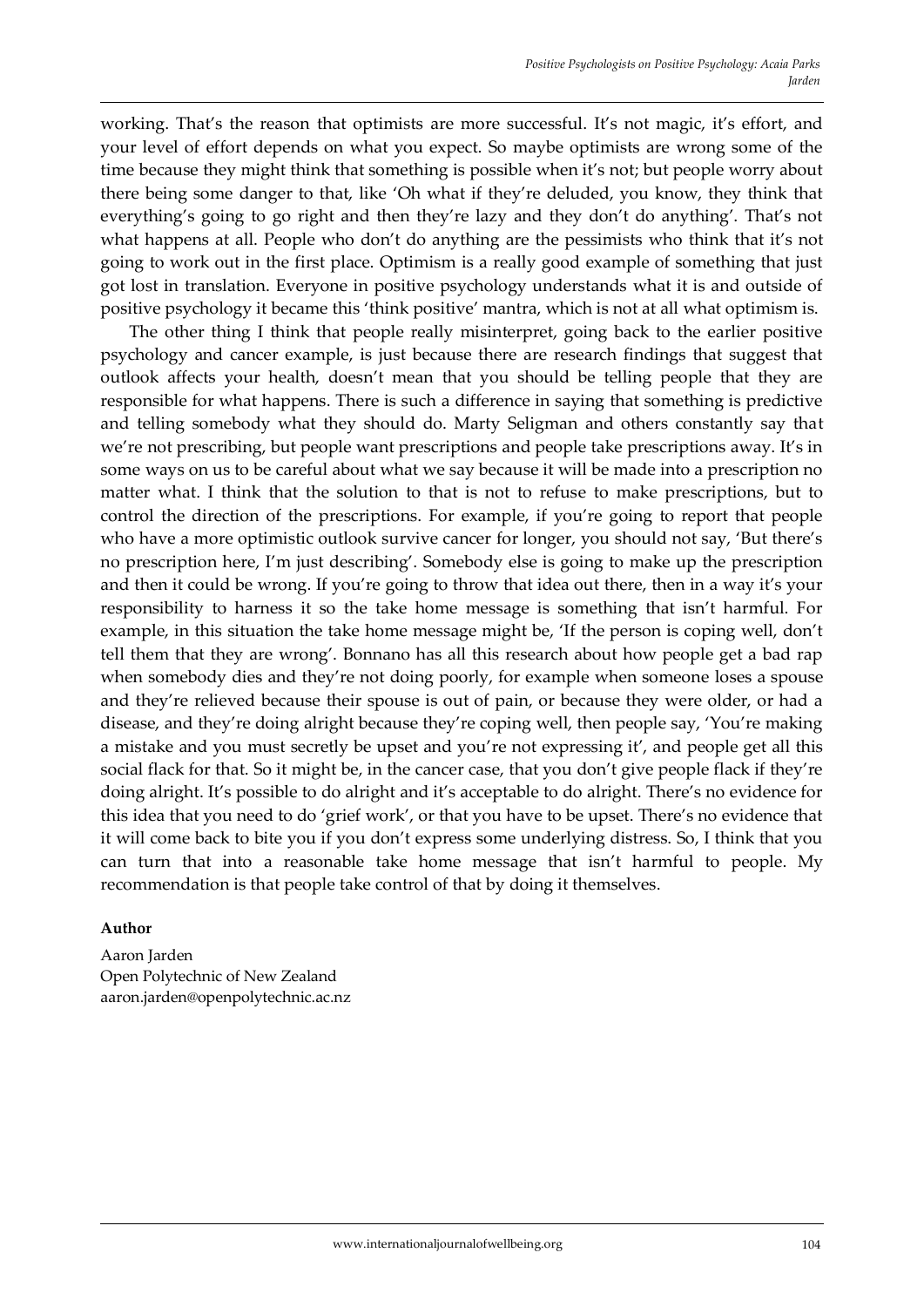working. That's the reason that optimists are more successful. It's not magic, it's effort, and your level of effort depends on what you expect. So maybe optimists are wrong some of the time because they might think that something is possible when it's not; but people worry about there being some danger to that, like 'Oh what if they're deluded, you know, they think that everything's going to go right and then they're lazy and they don't do anything'. That's not what happens at all. People who don't do anything are the pessimists who think that it's not going to work out in the first place. Optimism is a really good example of something that just got lost in translation. Everyone in positive psychology understands what it is and outside of positive psychology it became this 'think positive' mantra, which is not at all what optimism is.

The other thing I think that people really misinterpret, going back to the earlier positive psychology and cancer example, is just because there are research findings that suggest that outlook affects your health, doesn't mean that you should be telling people that they are responsible for what happens. There is such a difference in saying that something is predictive and telling somebody what they should do. Marty Seligman and others constantly say that we're not prescribing, but people want prescriptions and people take prescriptions away. It's in some ways on us to be careful about what we say because it will be made into a prescription no matter what. I think that the solution to that is not to refuse to make prescriptions, but to control the direction of the prescriptions. For example, if you're going to report that people who have a more optimistic outlook survive cancer for longer, you should not say, 'But there's no prescription here, I'm just describing'. Somebody else is going to make up the prescription and then it could be wrong. If you're going to throw that idea out there, then in a way it's your responsibility to harness it so the take home message is something that isn't harmful. For example, in this situation the take home message might be, 'If the person is coping well, don't tell them that they are wrong'. Bonnano has all this research about how people get a bad rap when somebody dies and they're not doing poorly, for example when someone loses a spouse and they're relieved because their spouse is out of pain, or because they were older, or had a disease, and they're doing alright because they're coping well, then people say, 'You're making a mistake and you must secretly be upset and you're not expressing it', and people get all this social flack for that. So it might be, in the cancer case, that you don't give people flack if they're doing alright. It's possible to do alright and it's acceptable to do alright. There's no evidence for this idea that you need to do 'grief work', or that you have to be upset. There's no evidence that it will come back to bite you if you don't express some underlying distress. So, I think that you can turn that into a reasonable take home message that isn't harmful to people. My recommendation is that people take control of that by doing it themselves.

**Author**

Aaron Jarden
Open Polytechnic of New Zealand
aaron.jarden@openpolytechnic.ac.nz